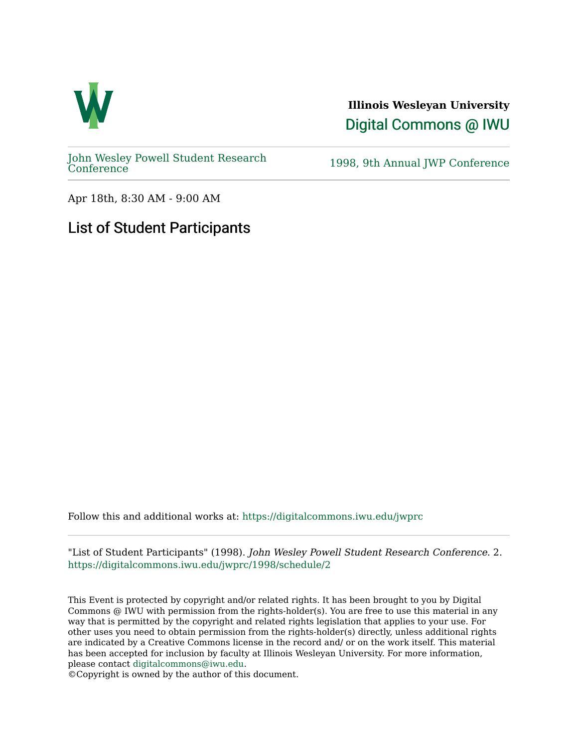**Illinois Wesleyan University**

Digital Commons @ IWU

John Wesley Powell Student Research Conference

1998, 9th Annual JWP Conference

Apr 18th, 8:30 AM - 9:00 AM

# List of Student Participants

Follow this and additional works at: https://digitalcommons.iwu.edu/jwprc

"List of Student Participants" (1998). *John Wesley Powell Student Research Conference*. 2.
https://digitalcommons.iwu.edu/jwprc/1998/schedule/2

This Event is protected by copyright and/or related rights. It has been brought to you by Digital Commons @ IWU with permission from the rights-holder(s). You are free to use this material in any way that is permitted by the copyright and related rights legislation that applies to your use. For other uses you need to obtain permission from the rights-holder(s) directly, unless additional rights are indicated by a Creative Commons license in the record and/ or on the work itself. This material has been accepted for inclusion by faculty at Illinois Wesleyan University. For more information, please contact digitalcommons@iwu.edu.
©Copyright is owned by the author of this document.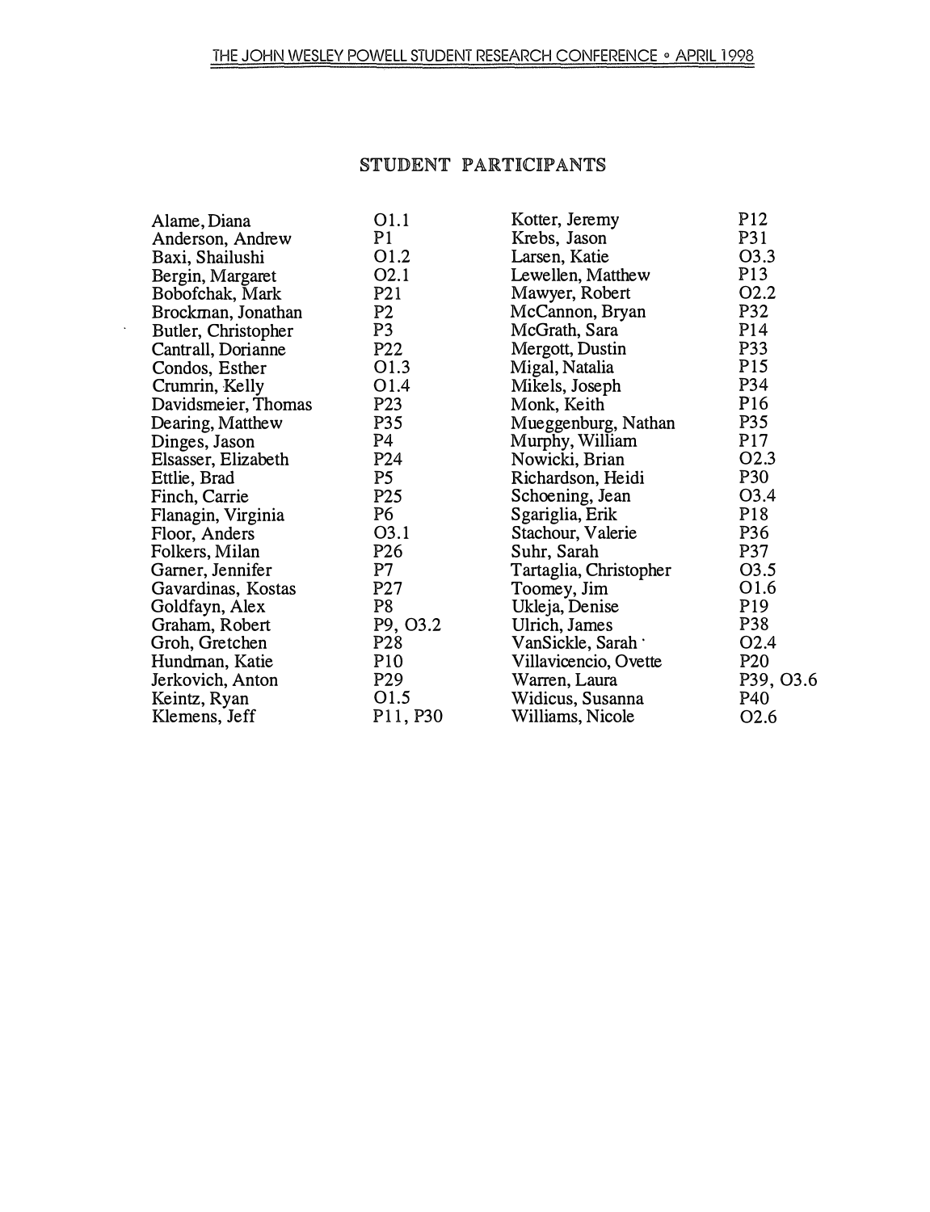## STUDENT PARTICIPANTS

| | |
|---|---|
| Alame, Diana | O1.1 |
| Anderson, Andrew | P1 |
| Baxi, Shailushi | O1.2 |
| Bergin, Margaret | O2.1 |
| Bobofchak, Mark | P21 |
| Brockman, Jonathan | P2 |
| Butler, Christopher | P3 |
| Cantrall, Dorianne | P22 |
| Condos, Esther | O1.3 |
| Crumrin, Kelly | O1.4 |
| Davidsmeier, Thomas | P23 |
| Dearing, Matthew | P35 |
| Dinges, Jason | P4 |
| Elsasser, Elizabeth | P24 |
| Ettlie, Brad | P5 |
| Finch, Carrie | P25 |
| Flanagin, Virginia | P6 |
| Floor, Anders | O3.1 |
| Folkers, Milan | P26 |
| Garner, Jennifer | P7 |
| Gavardinas, Kostas | P27 |
| Goldfayn, Alex | P8 |
| Graham, Robert | P9, O3.2 |
| Groh, Gretchen | P28 |
| Hundman, Katie | P10 |
| Jerkovich, Anton | P29 |
| Keintz, Ryan | O1.5 |
| Klemens, Jeff | P11, P30 |
| Kotter, Jeremy | P12 |
| Krebs, Jason | P31 |
| Larsen, Katie | O3.3 |
| Lewellen, Matthew | P13 |
| Mawyer, Robert | O2.2 |
| McCannon, Bryan | P32 |
| McGrath, Sara | P14 |
| Mergott, Dustin | P33 |
| Migal, Natalia | P15 |
| Mikels, Joseph | P34 |
| Monk, Keith | P16 |
| Mueggenburg, Nathan | P35 |
| Murphy, William | P17 |
| Nowicki, Brian | O2.3 |
| Richardson, Heidi | P30 |
| Schoening, Jean | O3.4 |
| Sgariglia, Erik | P18 |
| Stachour, Valerie | P36 |
| Suhr, Sarah | P37 |
| Tartaglia, Christopher | O3.5 |
| Toomey, Jim | O1.6 |
| Ukleja, Denise | P19 |
| Ulrich, James | P38 |
| VanSickle, Sarah | O2.4 |
| Villavicencio, Ovette | P20 |
| Warren, Laura | P39, O3.6 |
| Widicus, Susanna | P40 |
| Williams, Nicole | O2.6 |